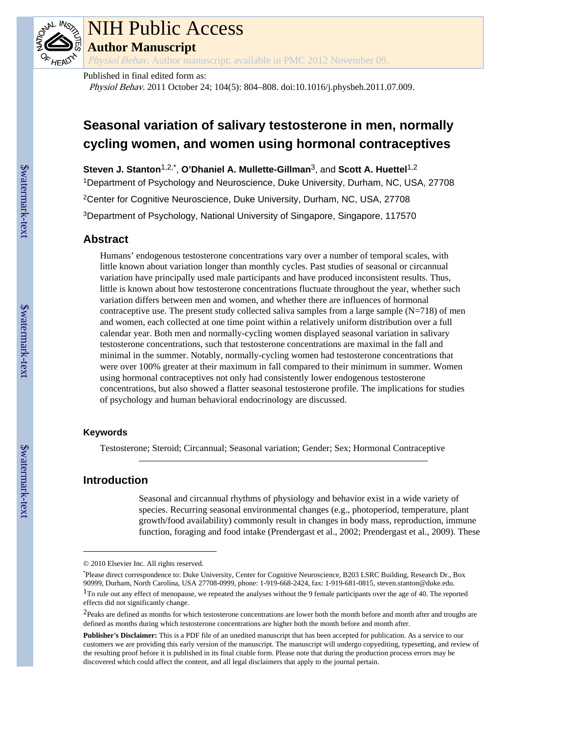# Seasonal variation of salivary testosterone in men, normally cycling women, and women using hormonal contraceptives

**Steven J. Stanton**[1,2,*], **O'Dhaniel A. Mullette-Gillman**[3], and **Scott A. Huettel**[1,2]

[1]Department of Psychology and Neuroscience, Duke University, Durham, NC, USA, 27708

[2]Center for Cognitive Neuroscience, Duke University, Durham, NC, USA, 27708

[3]Department of Psychology, National University of Singapore, Singapore, 117570

## Abstract

Humans' endogenous testosterone concentrations vary over a number of temporal scales, with little known about variation longer than monthly cycles. Past studies of seasonal or circannual variation have principally used male participants and have produced inconsistent results. Thus, little is known about how testosterone concentrations fluctuate throughout the year, whether such variation differs between men and women, and whether there are influences of hormonal contraceptive use. The present study collected saliva samples from a large sample (N=718) of men and women, each collected at one time point within a relatively uniform distribution over a full calendar year. Both men and normally-cycling women displayed seasonal variation in salivary testosterone concentrations, such that testosterone concentrations are maximal in the fall and minimal in the summer. Notably, normally-cycling women had testosterone concentrations that were over 100% greater at their maximum in fall compared to their minimum in summer. Women using hormonal contraceptives not only had consistently lower endogenous testosterone concentrations, but also showed a flatter seasonal testosterone profile. The implications for studies of psychology and human behavioral endocrinology are discussed.

### Keywords

Testosterone; Steroid; Circannual; Seasonal variation; Gender; Sex; Hormonal Contraceptive

## Introduction

Seasonal and circannual rhythms of physiology and behavior exist in a wide variety of species. Recurring seasonal environmental changes (e.g., photoperiod, temperature, plant growth/food availability) commonly result in changes in body mass, reproduction, immune function, foraging and food intake (Prendergast et al., 2002; Prendergast et al., 2009). These

---

© 2010 Elsevier Inc. All rights reserved.

*Please direct correspondence to: Duke University, Center for Cognitive Neuroscience, B203 LSRC Building, Research Dr., Box 90999, Durham, North Carolina, USA 27708-0999, phone: 1-919-668-2424, fax: 1-919-681-0815, steven.stanton@duke.edu.

[1]To rule out any effect of menopause, we repeated the analyses without the 9 female participants over the age of 40. The reported effects did not significantly change.

[2]Peaks are defined as months for which testosterone concentrations are lower both the month before and month after and troughs are defined as months during which testosterone concentrations are higher both the month before and month after.

**Publisher's Disclaimer:** This is a PDF file of an unedited manuscript that has been accepted for publication. As a service to our customers we are providing this early version of the manuscript. The manuscript will undergo copyediting, typesetting, and review of the resulting proof before it is published in its final citable form. Please note that during the production process errors may be discovered which could affect the content, and all legal disclaimers that apply to the journal pertain.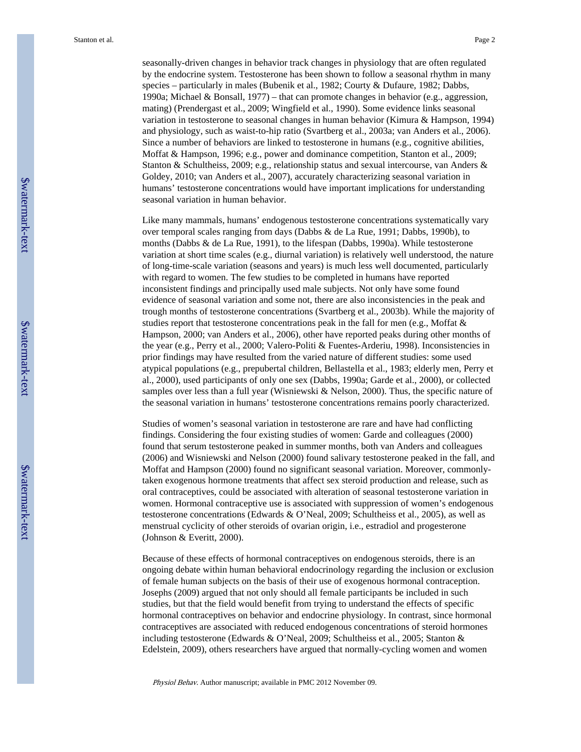seasonally-driven changes in behavior track changes in physiology that are often regulated by the endocrine system. Testosterone has been shown to follow a seasonal rhythm in many species – particularly in males (Bubenik et al., 1982; Courty & Dufaure, 1982; Dabbs, 1990a; Michael & Bonsall, 1977) – that can promote changes in behavior (e.g., aggression, mating) (Prendergast et al., 2009; Wingfield et al., 1990). Some evidence links seasonal variation in testosterone to seasonal changes in human behavior (Kimura & Hampson, 1994) and physiology, such as waist-to-hip ratio (Svartberg et al., 2003a; van Anders et al., 2006). Since a number of behaviors are linked to testosterone in humans (e.g., cognitive abilities, Moffat & Hampson, 1996; e.g., power and dominance competition, Stanton et al., 2009; Stanton & Schultheiss, 2009; e.g., relationship status and sexual intercourse, van Anders & Goldey, 2010; van Anders et al., 2007), accurately characterizing seasonal variation in humans' testosterone concentrations would have important implications for understanding seasonal variation in human behavior.

Like many mammals, humans' endogenous testosterone concentrations systematically vary over temporal scales ranging from days (Dabbs & de La Rue, 1991; Dabbs, 1990b), to months (Dabbs & de La Rue, 1991), to the lifespan (Dabbs, 1990a). While testosterone variation at short time scales (e.g., diurnal variation) is relatively well understood, the nature of long-time-scale variation (seasons and years) is much less well documented, particularly with regard to women. The few studies to be completed in humans have reported inconsistent findings and principally used male subjects. Not only have some found evidence of seasonal variation and some not, there are also inconsistencies in the peak and trough months of testosterone concentrations (Svartberg et al., 2003b). While the majority of studies report that testosterone concentrations peak in the fall for men (e.g., Moffat & Hampson, 2000; van Anders et al., 2006), other have reported peaks during other months of the year (e.g., Perry et al., 2000; Valero-Politi & Fuentes-Arderiu, 1998). Inconsistencies in prior findings may have resulted from the varied nature of different studies: some used atypical populations (e.g., prepubertal children, Bellastella et al., 1983; elderly men, Perry et al., 2000), used participants of only one sex (Dabbs, 1990a; Garde et al., 2000), or collected samples over less than a full year (Wisniewski & Nelson, 2000). Thus, the specific nature of the seasonal variation in humans' testosterone concentrations remains poorly characterized.

Studies of women's seasonal variation in testosterone are rare and have had conflicting findings. Considering the four existing studies of women: Garde and colleagues (2000) found that serum testosterone peaked in summer months, both van Anders and colleagues (2006) and Wisniewski and Nelson (2000) found salivary testosterone peaked in the fall, and Moffat and Hampson (2000) found no significant seasonal variation. Moreover, commonly-taken exogenous hormone treatments that affect sex steroid production and release, such as oral contraceptives, could be associated with alteration of seasonal testosterone variation in women. Hormonal contraceptive use is associated with suppression of women's endogenous testosterone concentrations (Edwards & O'Neal, 2009; Schultheiss et al., 2005), as well as menstrual cyclicity of other steroids of ovarian origin, i.e., estradiol and progesterone (Johnson & Everitt, 2000).

Because of these effects of hormonal contraceptives on endogenous steroids, there is an ongoing debate within human behavioral endocrinology regarding the inclusion or exclusion of female human subjects on the basis of their use of exogenous hormonal contraception. Josephs (2009) argued that not only should all female participants be included in such studies, but that the field would benefit from trying to understand the effects of specific hormonal contraceptives on behavior and endocrine physiology. In contrast, since hormonal contraceptives are associated with reduced endogenous concentrations of steroid hormones including testosterone (Edwards & O'Neal, 2009; Schultheiss et al., 2005; Stanton & Edelstein, 2009), others researchers have argued that normally-cycling women and women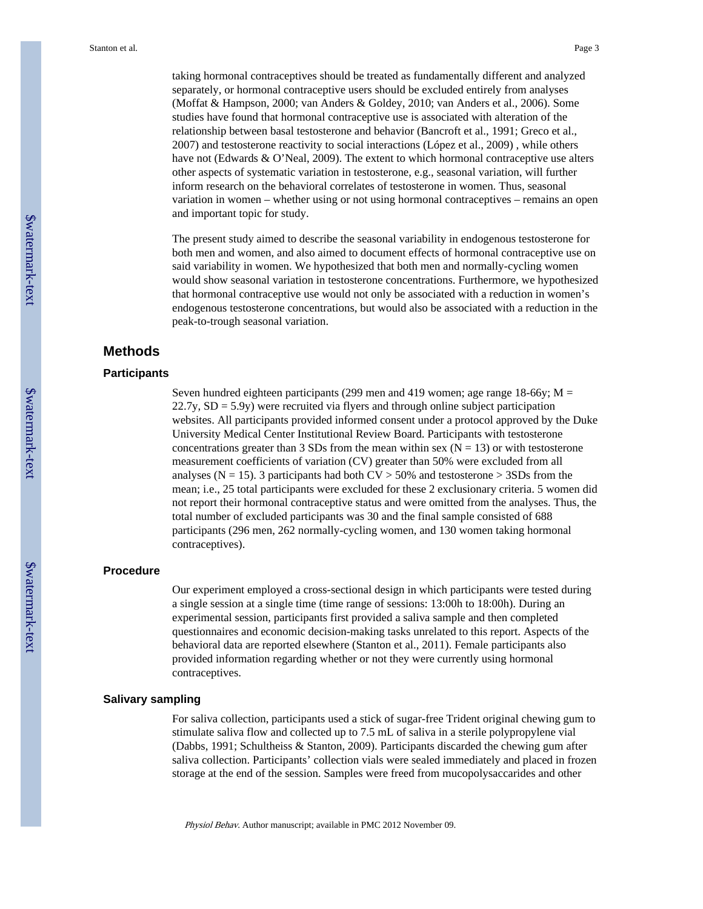taking hormonal contraceptives should be treated as fundamentally different and analyzed separately, or hormonal contraceptive users should be excluded entirely from analyses (Moffat & Hampson, 2000; van Anders & Goldey, 2010; van Anders et al., 2006). Some studies have found that hormonal contraceptive use is associated with alteration of the relationship between basal testosterone and behavior (Bancroft et al., 1991; Greco et al., 2007) and testosterone reactivity to social interactions (López et al., 2009) , while others have not (Edwards & O'Neal, 2009). The extent to which hormonal contraceptive use alters other aspects of systematic variation in testosterone, e.g., seasonal variation, will further inform research on the behavioral correlates of testosterone in women. Thus, seasonal variation in women – whether using or not using hormonal contraceptives – remains an open and important topic for study.

The present study aimed to describe the seasonal variability in endogenous testosterone for both men and women, and also aimed to document effects of hormonal contraceptive use on said variability in women. We hypothesized that both men and normally-cycling women would show seasonal variation in testosterone concentrations. Furthermore, we hypothesized that hormonal contraceptive use would not only be associated with a reduction in women's endogenous testosterone concentrations, but would also be associated with a reduction in the peak-to-trough seasonal variation.

## Methods

### Participants

Seven hundred eighteen participants (299 men and 419 women; age range 18-66y; M = 22.7y, SD = 5.9y) were recruited via flyers and through online subject participation websites. All participants provided informed consent under a protocol approved by the Duke University Medical Center Institutional Review Board. Participants with testosterone concentrations greater than 3 SDs from the mean within sex (N = 13) or with testosterone measurement coefficients of variation (CV) greater than 50% were excluded from all analyses (N = 15). 3 participants had both CV > 50% and testosterone > 3SDs from the mean; i.e., 25 total participants were excluded for these 2 exclusionary criteria. 5 women did not report their hormonal contraceptive status and were omitted from the analyses. Thus, the total number of excluded participants was 30 and the final sample consisted of 688 participants (296 men, 262 normally-cycling women, and 130 women taking hormonal contraceptives).

### Procedure

Our experiment employed a cross-sectional design in which participants were tested during a single session at a single time (time range of sessions: 13:00h to 18:00h). During an experimental session, participants first provided a saliva sample and then completed questionnaires and economic decision-making tasks unrelated to this report. Aspects of the behavioral data are reported elsewhere (Stanton et al., 2011). Female participants also provided information regarding whether or not they were currently using hormonal contraceptives.

### Salivary sampling

For saliva collection, participants used a stick of sugar-free Trident original chewing gum to stimulate saliva flow and collected up to 7.5 mL of saliva in a sterile polypropylene vial (Dabbs, 1991; Schultheiss & Stanton, 2009). Participants discarded the chewing gum after saliva collection. Participants' collection vials were sealed immediately and placed in frozen storage at the end of the session. Samples were freed from mucopolysaccarides and other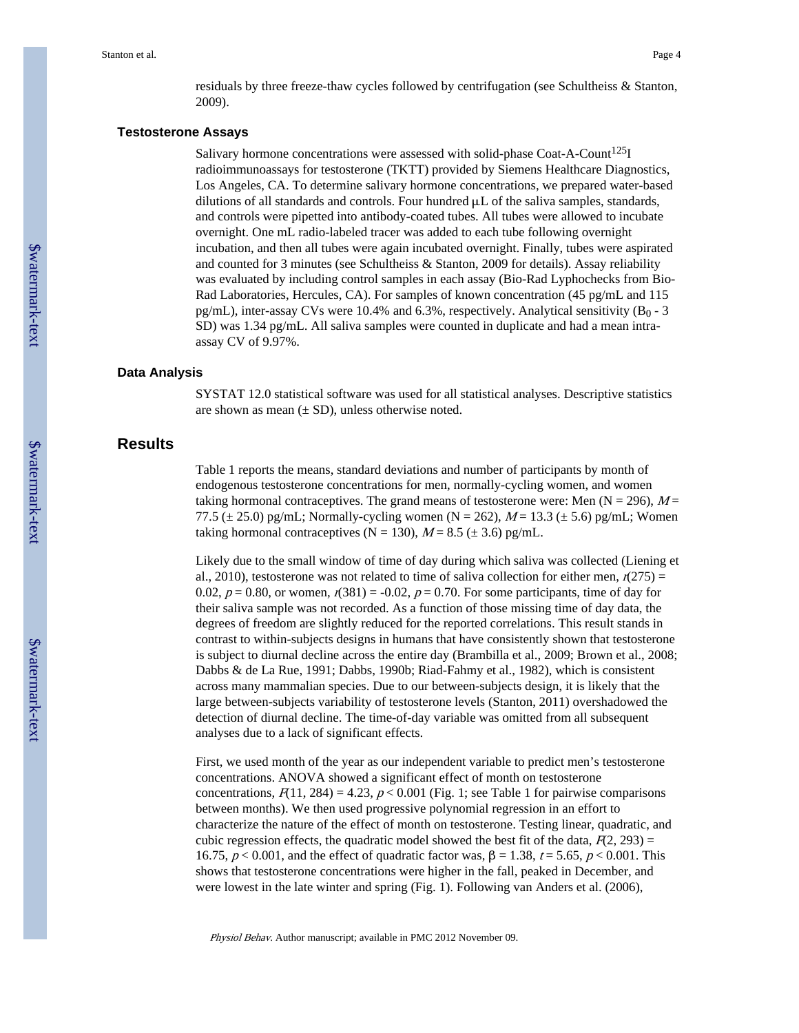residuals by three freeze-thaw cycles followed by centrifugation (see Schultheiss & Stanton, 2009).

### Testosterone Assays

Salivary hormone concentrations were assessed with solid-phase Coat-A-Count$^{125}$I radioimmunoassays for testosterone (TKTT) provided by Siemens Healthcare Diagnostics, Los Angeles, CA. To determine salivary hormone concentrations, we prepared water-based dilutions of all standards and controls. Four hundred μL of the saliva samples, standards, and controls were pipetted into antibody-coated tubes. All tubes were allowed to incubate overnight. One mL radio-labeled tracer was added to each tube following overnight incubation, and then all tubes were again incubated overnight. Finally, tubes were aspirated and counted for 3 minutes (see Schultheiss & Stanton, 2009 for details). Assay reliability was evaluated by including control samples in each assay (Bio-Rad Lyphochecks from Bio-Rad Laboratories, Hercules, CA). For samples of known concentration (45 pg/mL and 115 pg/mL), inter-assay CVs were 10.4% and 6.3%, respectively. Analytical sensitivity ($B_0$ - 3 SD) was 1.34 pg/mL. All saliva samples were counted in duplicate and had a mean intra-assay CV of 9.97%.

### Data Analysis

SYSTAT 12.0 statistical software was used for all statistical analyses. Descriptive statistics are shown as mean (± SD), unless otherwise noted.

## Results

Table 1 reports the means, standard deviations and number of participants by month of endogenous testosterone concentrations for men, normally-cycling women, and women taking hormonal contraceptives. The grand means of testosterone were: Men (N = 296), $M$ = 77.5 (± 25.0) pg/mL; Normally-cycling women (N = 262), $M$ = 13.3 (± 5.6) pg/mL; Women taking hormonal contraceptives (N = 130), $M$ = 8.5 (± 3.6) pg/mL.

Likely due to the small window of time of day during which saliva was collected (Liening et al., 2010), testosterone was not related to time of saliva collection for either men, $r(275) = 0.02$, $p = 0.80$, or women, $r(381) = -0.02$, $p = 0.70$. For some participants, time of day for their saliva sample was not recorded. As a function of those missing time of day data, the degrees of freedom are slightly reduced for the reported correlations. This result stands in contrast to within-subjects designs in humans that have consistently shown that testosterone is subject to diurnal decline across the entire day (Brambilla et al., 2009; Brown et al., 2008; Dabbs & de La Rue, 1991; Dabbs, 1990b; Riad-Fahmy et al., 1982), which is consistent across many mammalian species. Due to our between-subjects design, it is likely that the large between-subjects variability of testosterone levels (Stanton, 2011) overshadowed the detection of diurnal decline. The time-of-day variable was omitted from all subsequent analyses due to a lack of significant effects.

First, we used month of the year as our independent variable to predict men's testosterone concentrations. ANOVA showed a significant effect of month on testosterone concentrations, $F(11, 284) = 4.23$, $p < 0.001$ (Fig. 1; see Table 1 for pairwise comparisons between months). We then used progressive polynomial regression in an effort to characterize the nature of the effect of month on testosterone. Testing linear, quadratic, and cubic regression effects, the quadratic model showed the best fit of the data, $F(2, 293) = 16.75$, $p < 0.001$, and the effect of quadratic factor was, $\beta = 1.38$, $t = 5.65$, $p < 0.001$. This shows that testosterone concentrations were higher in the fall, peaked in December, and were lowest in the late winter and spring (Fig. 1). Following van Anders et al. (2006),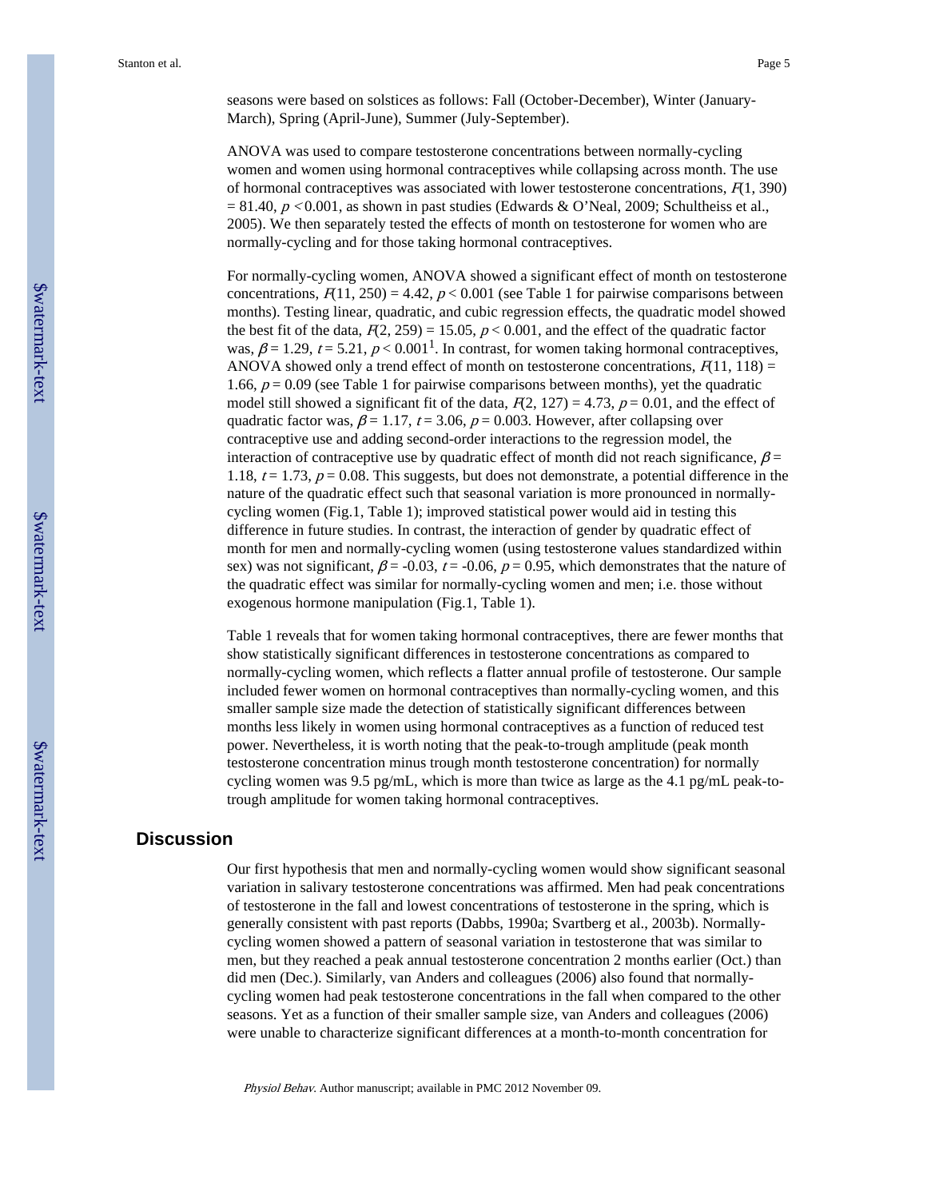seasons were based on solstices as follows: Fall (October-December), Winter (January-March), Spring (April-June), Summer (July-September).

ANOVA was used to compare testosterone concentrations between normally-cycling women and women using hormonal contraceptives while collapsing across month. The use of hormonal contraceptives was associated with lower testosterone concentrations, $F(1, 390) = 81.40$, $p < 0.001$, as shown in past studies (Edwards & O'Neal, 2009; Schultheiss et al., 2005). We then separately tested the effects of month on testosterone for women who are normally-cycling and for those taking hormonal contraceptives.

For normally-cycling women, ANOVA showed a significant effect of month on testosterone concentrations, $F(11, 250) = 4.42$, $p < 0.001$ (see Table 1 for pairwise comparisons between months). Testing linear, quadratic, and cubic regression effects, the quadratic model showed the best fit of the data, $F(2, 259) = 15.05$, $p < 0.001$, and the effect of the quadratic factor was, $\beta = 1.29$, $t = 5.21$, $p < 0.001$[1]. In contrast, for women taking hormonal contraceptives, ANOVA showed only a trend effect of month on testosterone concentrations, $F(11, 118) = 1.66$, $p = 0.09$ (see Table 1 for pairwise comparisons between months), yet the quadratic model still showed a significant fit of the data, $F(2, 127) = 4.73$, $p = 0.01$, and the effect of quadratic factor was, $\beta = 1.17$, $t = 3.06$, $p = 0.003$. However, after collapsing over contraceptive use and adding second-order interactions to the regression model, the interaction of contraceptive use by quadratic effect of month did not reach significance, $\beta = 1.18$, $t = 1.73$, $p = 0.08$. This suggests, but does not demonstrate, a potential difference in the nature of the quadratic effect such that seasonal variation is more pronounced in normally-cycling women (Fig.1, Table 1); improved statistical power would aid in testing this difference in future studies. In contrast, the interaction of gender by quadratic effect of month for men and normally-cycling women (using testosterone values standardized within sex) was not significant, $\beta = -0.03$, $t = -0.06$, $p = 0.95$, which demonstrates that the nature of the quadratic effect was similar for normally-cycling women and men; i.e. those without exogenous hormone manipulation (Fig.1, Table 1).

Table 1 reveals that for women taking hormonal contraceptives, there are fewer months that show statistically significant differences in testosterone concentrations as compared to normally-cycling women, which reflects a flatter annual profile of testosterone. Our sample included fewer women on hormonal contraceptives than normally-cycling women, and this smaller sample size made the detection of statistically significant differences between months less likely in women using hormonal contraceptives as a function of reduced test power. Nevertheless, it is worth noting that the peak-to-trough amplitude (peak month testosterone concentration minus trough month testosterone concentration) for normally cycling women was 9.5 pg/mL, which is more than twice as large as the 4.1 pg/mL peak-to-trough amplitude for women taking hormonal contraceptives.

## Discussion

Our first hypothesis that men and normally-cycling women would show significant seasonal variation in salivary testosterone concentrations was affirmed. Men had peak concentrations of testosterone in the fall and lowest concentrations of testosterone in the spring, which is generally consistent with past reports (Dabbs, 1990a; Svartberg et al., 2003b). Normally-cycling women showed a pattern of seasonal variation in testosterone that was similar to men, but they reached a peak annual testosterone concentration 2 months earlier (Oct.) than did men (Dec.). Similarly, van Anders and colleagues (2006) also found that normally-cycling women had peak testosterone concentrations in the fall when compared to the other seasons. Yet as a function of their smaller sample size, van Anders and colleagues (2006) were unable to characterize significant differences at a month-to-month concentration for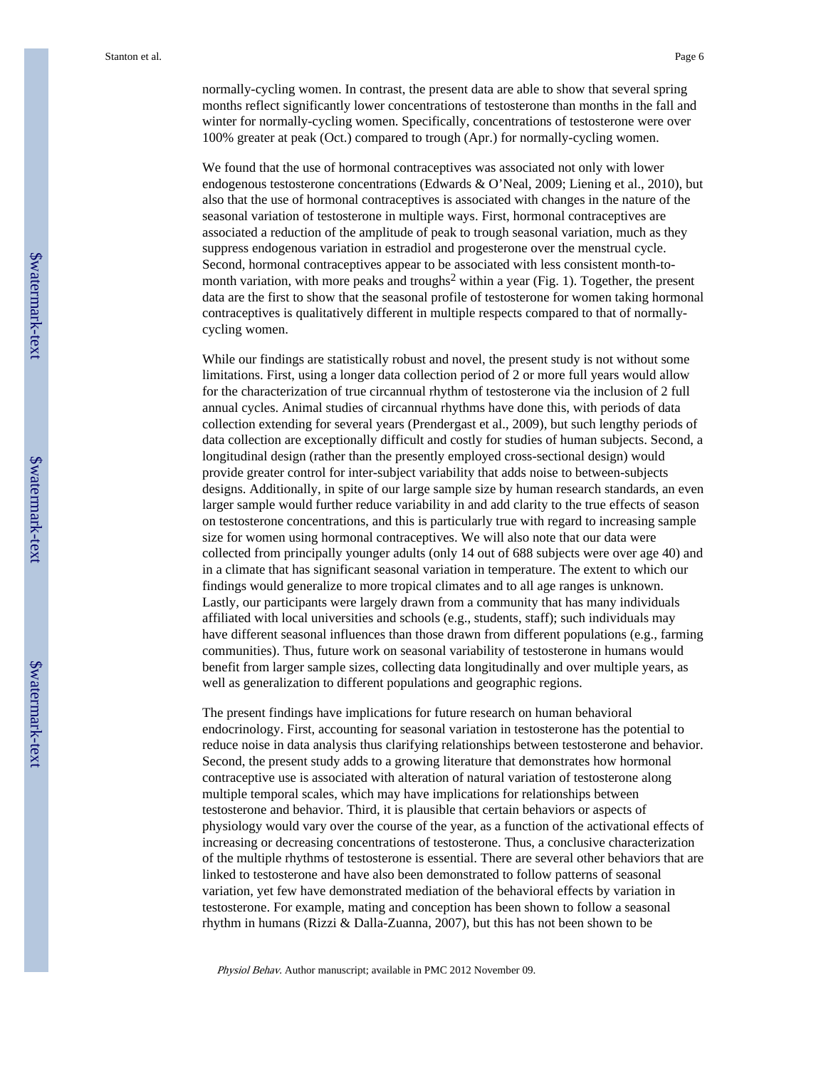normally-cycling women. In contrast, the present data are able to show that several spring months reflect significantly lower concentrations of testosterone than months in the fall and winter for normally-cycling women. Specifically, concentrations of testosterone were over 100% greater at peak (Oct.) compared to trough (Apr.) for normally-cycling women.

We found that the use of hormonal contraceptives was associated not only with lower endogenous testosterone concentrations (Edwards & O'Neal, 2009; Liening et al., 2010), but also that the use of hormonal contraceptives is associated with changes in the nature of the seasonal variation of testosterone in multiple ways. First, hormonal contraceptives are associated a reduction of the amplitude of peak to trough seasonal variation, much as they suppress endogenous variation in estradiol and progesterone over the menstrual cycle. Second, hormonal contraceptives appear to be associated with less consistent month-to-month variation, with more peaks and troughs[2] within a year (Fig. 1). Together, the present data are the first to show that the seasonal profile of testosterone for women taking hormonal contraceptives is qualitatively different in multiple respects compared to that of normally-cycling women.

While our findings are statistically robust and novel, the present study is not without some limitations. First, using a longer data collection period of 2 or more full years would allow for the characterization of true circannual rhythm of testosterone via the inclusion of 2 full annual cycles. Animal studies of circannual rhythms have done this, with periods of data collection extending for several years (Prendergast et al., 2009), but such lengthy periods of data collection are exceptionally difficult and costly for studies of human subjects. Second, a longitudinal design (rather than the presently employed cross-sectional design) would provide greater control for inter-subject variability that adds noise to between-subjects designs. Additionally, in spite of our large sample size by human research standards, an even larger sample would further reduce variability in and add clarity to the true effects of season on testosterone concentrations, and this is particularly true with regard to increasing sample size for women using hormonal contraceptives. We will also note that our data were collected from principally younger adults (only 14 out of 688 subjects were over age 40) and in a climate that has significant seasonal variation in temperature. The extent to which our findings would generalize to more tropical climates and to all age ranges is unknown. Lastly, our participants were largely drawn from a community that has many individuals affiliated with local universities and schools (e.g., students, staff); such individuals may have different seasonal influences than those drawn from different populations (e.g., farming communities). Thus, future work on seasonal variability of testosterone in humans would benefit from larger sample sizes, collecting data longitudinally and over multiple years, as well as generalization to different populations and geographic regions.

The present findings have implications for future research on human behavioral endocrinology. First, accounting for seasonal variation in testosterone has the potential to reduce noise in data analysis thus clarifying relationships between testosterone and behavior. Second, the present study adds to a growing literature that demonstrates how hormonal contraceptive use is associated with alteration of natural variation of testosterone along multiple temporal scales, which may have implications for relationships between testosterone and behavior. Third, it is plausible that certain behaviors or aspects of physiology would vary over the course of the year, as a function of the activational effects of increasing or decreasing concentrations of testosterone. Thus, a conclusive characterization of the multiple rhythms of testosterone is essential. There are several other behaviors that are linked to testosterone and have also been demonstrated to follow patterns of seasonal variation, yet few have demonstrated mediation of the behavioral effects by variation in testosterone. For example, mating and conception has been shown to follow a seasonal rhythm in humans (Rizzi & Dalla-Zuanna, 2007), but this has not been shown to be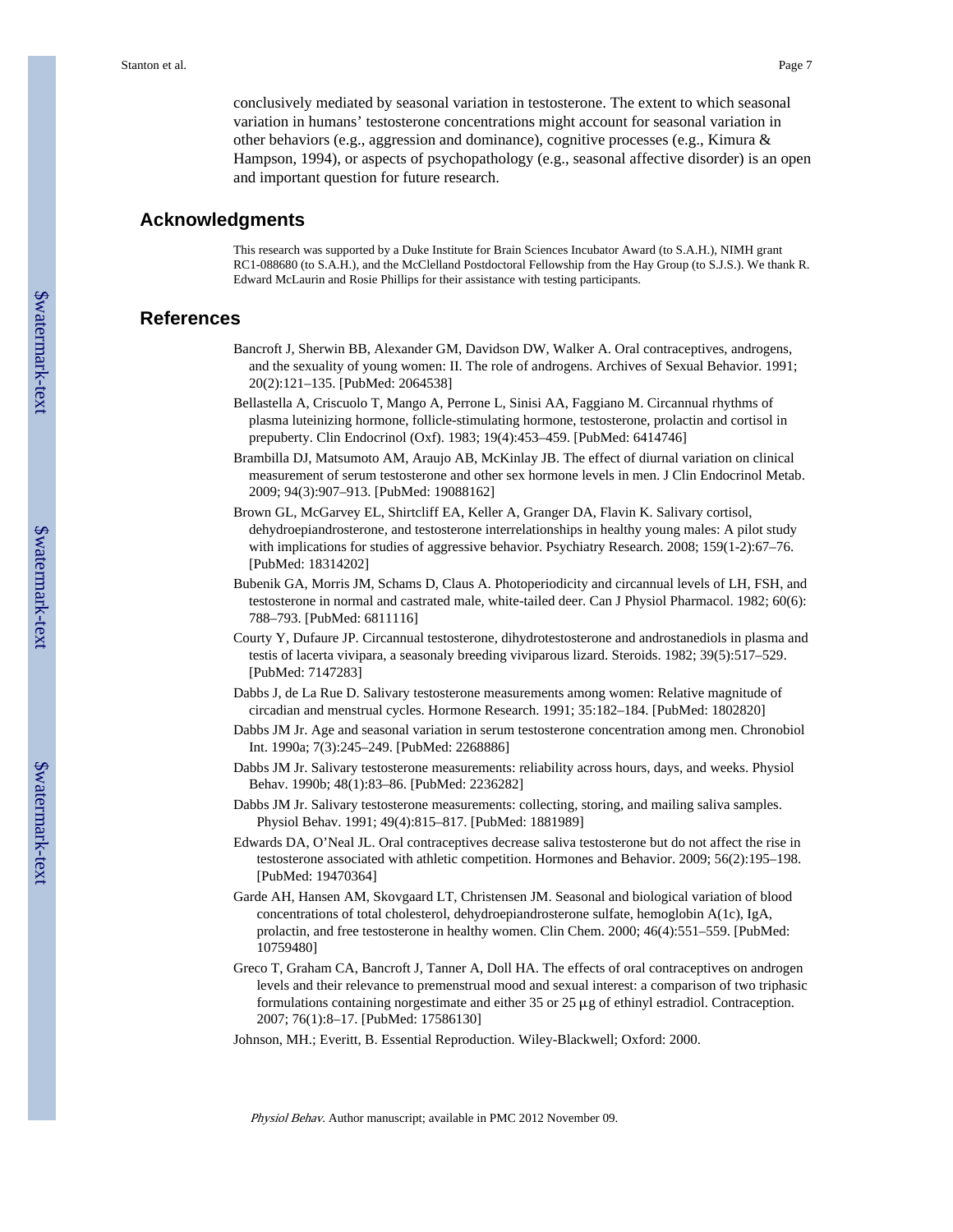conclusively mediated by seasonal variation in testosterone. The extent to which seasonal variation in humans' testosterone concentrations might account for seasonal variation in other behaviors (e.g., aggression and dominance), cognitive processes (e.g., Kimura & Hampson, 1994), or aspects of psychopathology (e.g., seasonal affective disorder) is an open and important question for future research.

## Acknowledgments

This research was supported by a Duke Institute for Brain Sciences Incubator Award (to S.A.H.), NIMH grant RC1-088680 (to S.A.H.), and the McClelland Postdoctoral Fellowship from the Hay Group (to S.J.S.). We thank R. Edward McLaurin and Rosie Phillips for their assistance with testing participants.

## References

Bancroft J, Sherwin BB, Alexander GM, Davidson DW, Walker A. Oral contraceptives, androgens, and the sexuality of young women: II. The role of androgens. Archives of Sexual Behavior. 1991; 20(2):121–135. [PubMed: 2064538]

Bellastella A, Criscuolo T, Mango A, Perrone L, Sinisi AA, Faggiano M. Circannual rhythms of plasma luteinizing hormone, follicle-stimulating hormone, testosterone, prolactin and cortisol in prepuberty. Clin Endocrinol (Oxf). 1983; 19(4):453–459. [PubMed: 6414746]

Brambilla DJ, Matsumoto AM, Araujo AB, McKinlay JB. The effect of diurnal variation on clinical measurement of serum testosterone and other sex hormone levels in men. J Clin Endocrinol Metab. 2009; 94(3):907–913. [PubMed: 19088162]

Brown GL, McGarvey EL, Shirtcliff EA, Keller A, Granger DA, Flavin K. Salivary cortisol, dehydroepiandrosterone, and testosterone interrelationships in healthy young males: A pilot study with implications for studies of aggressive behavior. Psychiatry Research. 2008; 159(1-2):67–76. [PubMed: 18314202]

Bubenik GA, Morris JM, Schams D, Claus A. Photoperiodicity and circannual levels of LH, FSH, and testosterone in normal and castrated male, white-tailed deer. Can J Physiol Pharmacol. 1982; 60(6): 788–793. [PubMed: 6811116]

Courty Y, Dufaure JP. Circannual testosterone, dihydrotestosterone and androstanediols in plasma and testis of lacerta vivipara, a seasonaly breeding viviparous lizard. Steroids. 1982; 39(5):517–529. [PubMed: 7147283]

Dabbs J, de La Rue D. Salivary testosterone measurements among women: Relative magnitude of circadian and menstrual cycles. Hormone Research. 1991; 35:182–184. [PubMed: 1802820]

Dabbs JM Jr. Age and seasonal variation in serum testosterone concentration among men. Chronobiol Int. 1990a; 7(3):245–249. [PubMed: 2268886]

Dabbs JM Jr. Salivary testosterone measurements: reliability across hours, days, and weeks. Physiol Behav. 1990b; 48(1):83–86. [PubMed: 2236282]

Dabbs JM Jr. Salivary testosterone measurements: collecting, storing, and mailing saliva samples. Physiol Behav. 1991; 49(4):815–817. [PubMed: 1881989]

Edwards DA, O'Neal JL. Oral contraceptives decrease saliva testosterone but do not affect the rise in testosterone associated with athletic competition. Hormones and Behavior. 2009; 56(2):195–198. [PubMed: 19470364]

Garde AH, Hansen AM, Skovgaard LT, Christensen JM. Seasonal and biological variation of blood concentrations of total cholesterol, dehydroepiandrosterone sulfate, hemoglobin A(1c), IgA, prolactin, and free testosterone in healthy women. Clin Chem. 2000; 46(4):551–559. [PubMed: 10759480]

Greco T, Graham CA, Bancroft J, Tanner A, Doll HA. The effects of oral contraceptives on androgen levels and their relevance to premenstrual mood and sexual interest: a comparison of two triphasic formulations containing norgestimate and either 35 or 25 μg of ethinyl estradiol. Contraception. 2007; 76(1):8–17. [PubMed: 17586130]

Johnson, MH.; Everitt, B. Essential Reproduction. Wiley-Blackwell; Oxford: 2000.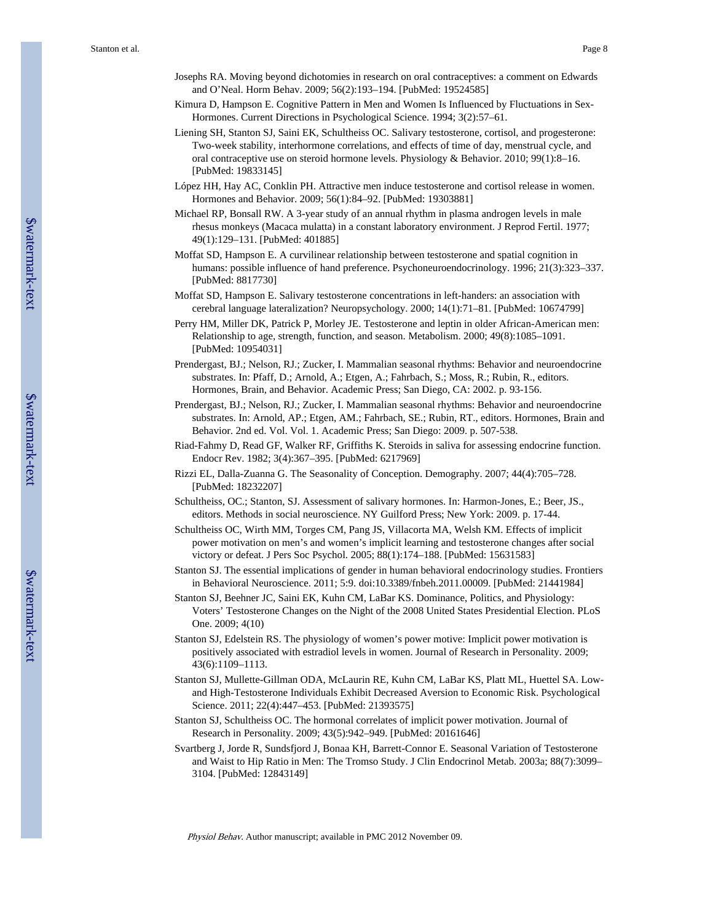Josephs RA. Moving beyond dichotomies in research on oral contraceptives: a comment on Edwards and O'Neal. Horm Behav. 2009; 56(2):193–194. [PubMed: 19524585]

Kimura D, Hampson E. Cognitive Pattern in Men and Women Is Influenced by Fluctuations in Sex-Hormones. Current Directions in Psychological Science. 1994; 3(2):57–61.

Liening SH, Stanton SJ, Saini EK, Schultheiss OC. Salivary testosterone, cortisol, and progesterone: Two-week stability, interhormone correlations, and effects of time of day, menstrual cycle, and oral contraceptive use on steroid hormone levels. Physiology & Behavior. 2010; 99(1):8–16. [PubMed: 19833145]

López HH, Hay AC, Conklin PH. Attractive men induce testosterone and cortisol release in women. Hormones and Behavior. 2009; 56(1):84–92. [PubMed: 19303881]

Michael RP, Bonsall RW. A 3-year study of an annual rhythm in plasma androgen levels in male rhesus monkeys (Macaca mulatta) in a constant laboratory environment. J Reprod Fertil. 1977; 49(1):129–131. [PubMed: 401885]

Moffat SD, Hampson E. A curvilinear relationship between testosterone and spatial cognition in humans: possible influence of hand preference. Psychoneuroendocrinology. 1996; 21(3):323–337. [PubMed: 8817730]

Moffat SD, Hampson E. Salivary testosterone concentrations in left-handers: an association with cerebral language lateralization? Neuropsychology. 2000; 14(1):71–81. [PubMed: 10674799]

Perry HM, Miller DK, Patrick P, Morley JE. Testosterone and leptin in older African-American men: Relationship to age, strength, function, and season. Metabolism. 2000; 49(8):1085–1091. [PubMed: 10954031]

Prendergast, BJ.; Nelson, RJ.; Zucker, I. Mammalian seasonal rhythms: Behavior and neuroendocrine substrates. In: Pfaff, D.; Arnold, A.; Etgen, A.; Fahrbach, S.; Moss, R.; Rubin, R., editors. Hormones, Brain, and Behavior. Academic Press; San Diego, CA: 2002. p. 93-156.

Prendergast, BJ.; Nelson, RJ.; Zucker, I. Mammalian seasonal rhythms: Behavior and neuroendocrine substrates. In: Arnold, AP.; Etgen, AM.; Fahrbach, SE.; Rubin, RT., editors. Hormones, Brain and Behavior. 2nd ed. Vol. Vol. 1. Academic Press; San Diego: 2009. p. 507-538.

Riad-Fahmy D, Read GF, Walker RF, Griffiths K. Steroids in saliva for assessing endocrine function. Endocr Rev. 1982; 3(4):367–395. [PubMed: 6217969]

Rizzi EL, Dalla-Zuanna G. The Seasonality of Conception. Demography. 2007; 44(4):705–728. [PubMed: 18232207]

Schultheiss, OC.; Stanton, SJ. Assessment of salivary hormones. In: Harmon-Jones, E.; Beer, JS., editors. Methods in social neuroscience. NY Guilford Press; New York: 2009. p. 17-44.

Schultheiss OC, Wirth MM, Torges CM, Pang JS, Villacorta MA, Welsh KM. Effects of implicit power motivation on men's and women's implicit learning and testosterone changes after social victory or defeat. J Pers Soc Psychol. 2005; 88(1):174–188. [PubMed: 15631583]

Stanton SJ. The essential implications of gender in human behavioral endocrinology studies. Frontiers in Behavioral Neuroscience. 2011; 5:9. doi:10.3389/fnbeh.2011.00009. [PubMed: 21441984]

Stanton SJ, Beehner JC, Saini EK, Kuhn CM, LaBar KS. Dominance, Politics, and Physiology: Voters' Testosterone Changes on the Night of the 2008 United States Presidential Election. PLoS One. 2009; 4(10)

Stanton SJ, Edelstein RS. The physiology of women's power motive: Implicit power motivation is positively associated with estradiol levels in women. Journal of Research in Personality. 2009; 43(6):1109–1113.

Stanton SJ, Mullette-Gillman ODA, McLaurin RE, Kuhn CM, LaBar KS, Platt ML, Huettel SA. Low- and High-Testosterone Individuals Exhibit Decreased Aversion to Economic Risk. Psychological Science. 2011; 22(4):447–453. [PubMed: 21393575]

Stanton SJ, Schultheiss OC. The hormonal correlates of implicit power motivation. Journal of Research in Personality. 2009; 43(5):942–949. [PubMed: 20161646]

Svartberg J, Jorde R, Sundsfjord J, Bonaa KH, Barrett-Connor E. Seasonal Variation of Testosterone and Waist to Hip Ratio in Men: The Tromso Study. J Clin Endocrinol Metab. 2003a; 88(7):3099–3104. [PubMed: 12843149]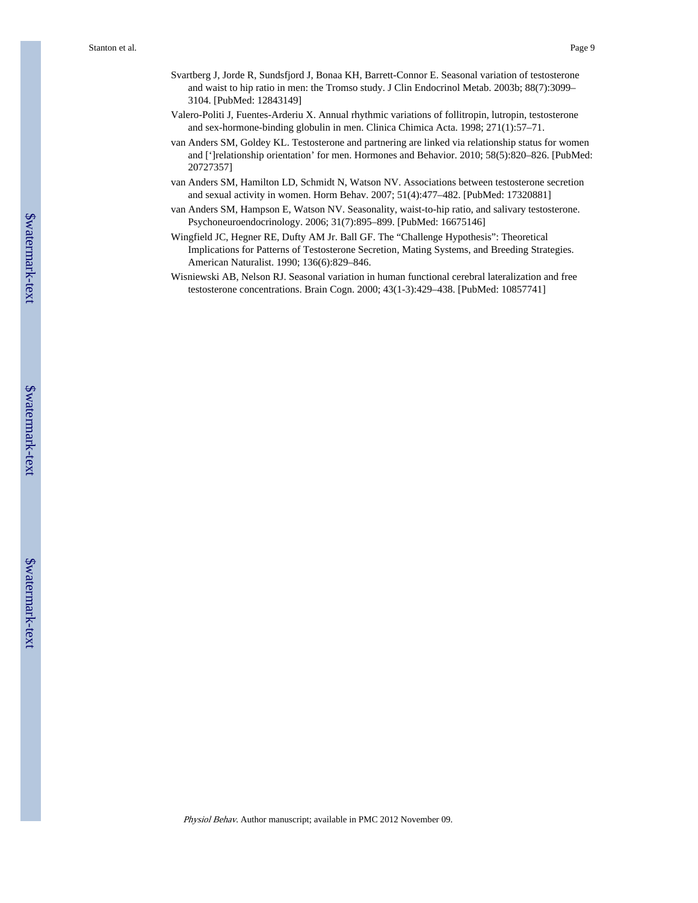Svartberg J, Jorde R, Sundsfjord J, Bonaa KH, Barrett-Connor E. Seasonal variation of testosterone and waist to hip ratio in men: the Tromso study. J Clin Endocrinol Metab. 2003b; 88(7):3099–3104. [PubMed: 12843149]

Valero-Politi J, Fuentes-Arderiu X. Annual rhythmic variations of follitropin, lutropin, testosterone and sex-hormone-binding globulin in men. Clinica Chimica Acta. 1998; 271(1):57–71.

van Anders SM, Goldey KL. Testosterone and partnering are linked via relationship status for women and [']relationship orientation' for men. Hormones and Behavior. 2010; 58(5):820–826. [PubMed: 20727357]

van Anders SM, Hamilton LD, Schmidt N, Watson NV. Associations between testosterone secretion and sexual activity in women. Horm Behav. 2007; 51(4):477–482. [PubMed: 17320881]

van Anders SM, Hampson E, Watson NV. Seasonality, waist-to-hip ratio, and salivary testosterone. Psychoneuroendocrinology. 2006; 31(7):895–899. [PubMed: 16675146]

Wingfield JC, Hegner RE, Dufty AM Jr. Ball GF. The "Challenge Hypothesis": Theoretical Implications for Patterns of Testosterone Secretion, Mating Systems, and Breeding Strategies. American Naturalist. 1990; 136(6):829–846.

Wisniewski AB, Nelson RJ. Seasonal variation in human functional cerebral lateralization and free testosterone concentrations. Brain Cogn. 2000; 43(1-3):429–438. [PubMed: 10857741]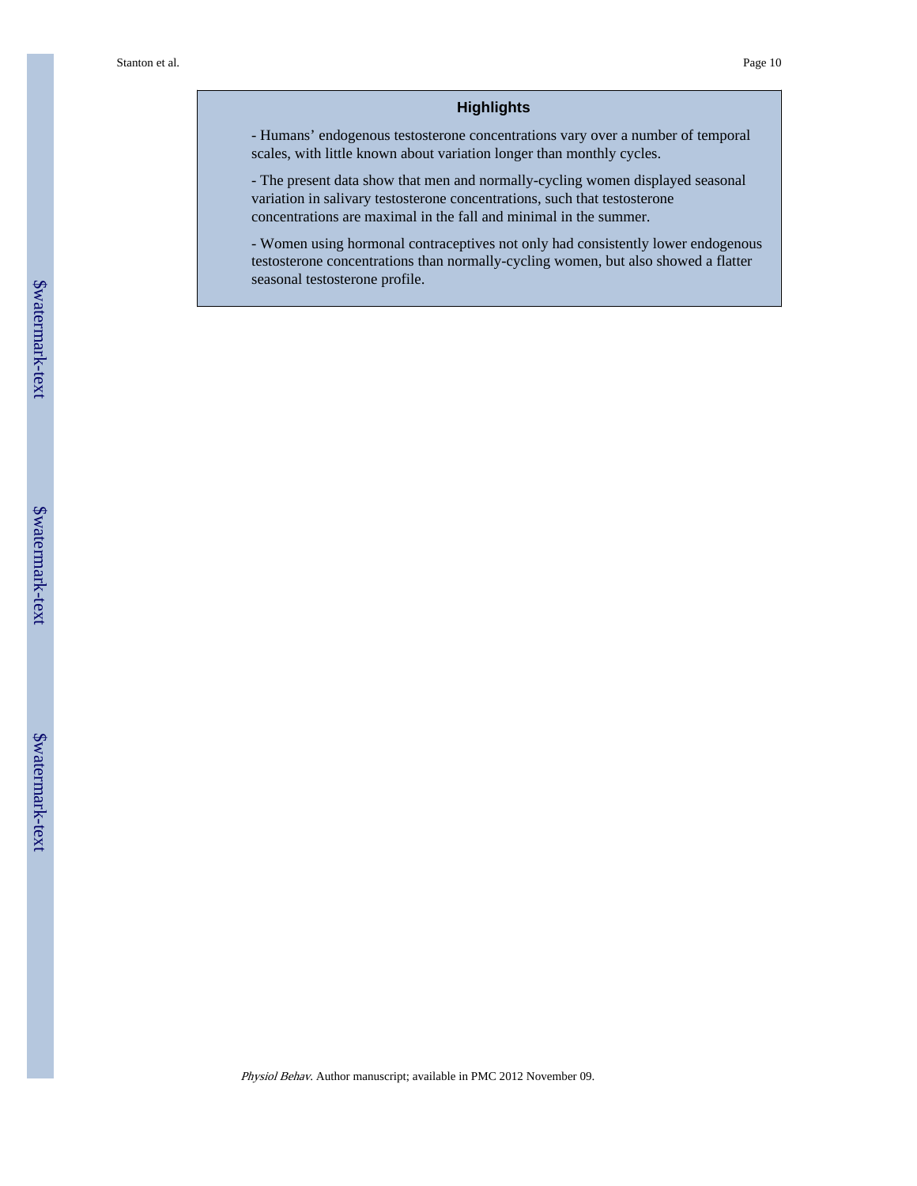## Highlights

- Humans' endogenous testosterone concentrations vary over a number of temporal scales, with little known about variation longer than monthly cycles.

- The present data show that men and normally-cycling women displayed seasonal variation in salivary testosterone concentrations, such that testosterone concentrations are maximal in the fall and minimal in the summer.

- Women using hormonal contraceptives not only had consistently lower endogenous testosterone concentrations than normally-cycling women, but also showed a flatter seasonal testosterone profile.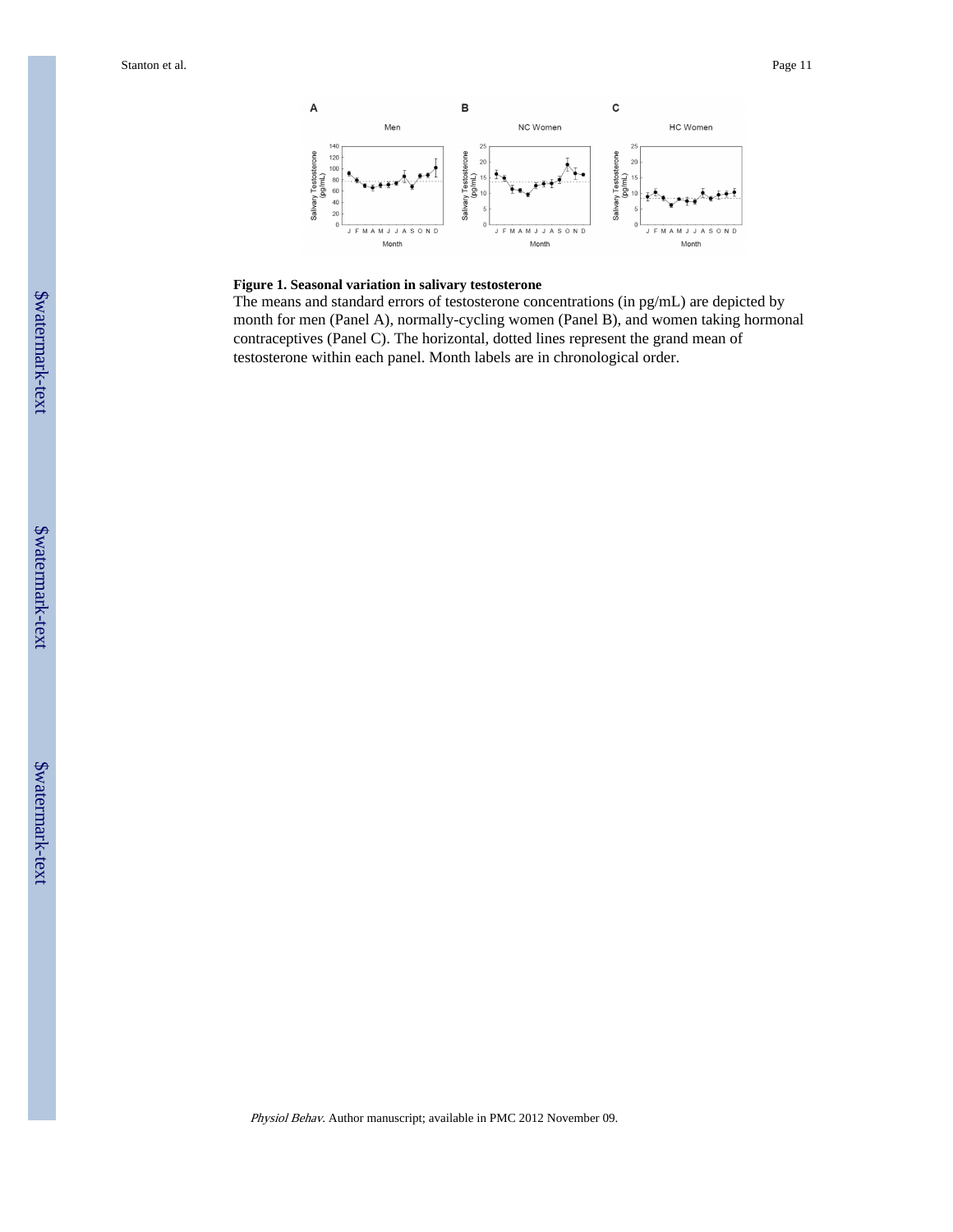**Figure 1. Seasonal variation in salivary testosterone**

The means and standard errors of testosterone concentrations (in pg/mL) are depicted by month for men (Panel A), normally-cycling women (Panel B), and women taking hormonal contraceptives (Panel C). The horizontal, dotted lines represent the grand mean of testosterone within each panel. Month labels are in chronological order.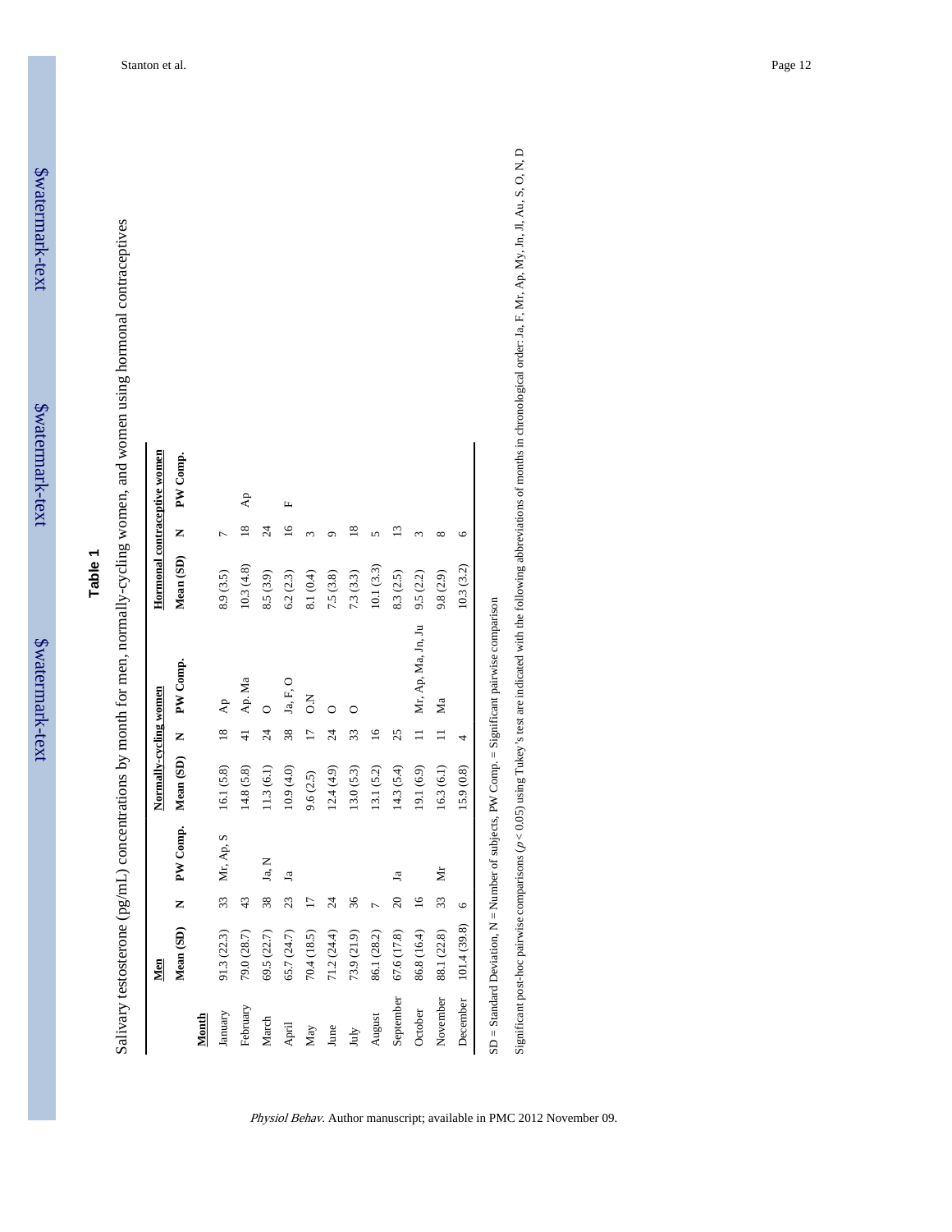## Table 1

Salivary testosterone (pg/mL) concentrations by month for men, normally-cycling women, and women using hormonal contraceptives

| | Men | | | Normally-cycling women | | | Hormonal contraceptive women | | |
|---|---|---|---|---|---|---|---|---|---|
| | Mean (SD) | N | PW Comp. | Mean (SD) | N | PW Comp. | Mean (SD) | N | PW Comp. |
| **Month** | | | | | | | | | |
| January | 91.3 (22.3) | 33 | Mr, Ap, S | 16.1 (5.8) | 18 | Ap | 8.9 (3.5) | 7 | |
| February | 79.0 (28.7) | 43 | | 14.8 (5.8) | 41 | Ap. Ma | 10.3 (4.8) | 18 | Ap |
| March | 69.5 (22.7) | 38 | Ja, N | 11.3 (6.1) | 24 | O | 8.5 (3.9) | 24 | |
| April | 65.7 (24.7) | 23 | Ja | 10.9 (4.0) | 38 | Ja, F, O | 6.2 (2.3) | 16 | F |
| May | 70.4 (18.5) | 17 | | 9.6 (2.5) | 17 | O.N | 8.1 (0.4) | 3 | |
| June | 71.2 (24.4) | 24 | | 12.4 (4.9) | 24 | O | 7.5 (3.8) | 9 | |
| July | 73.9 (21.9) | 36 | | 13.0 (5.3) | 33 | O | 7.3 (3.3) | 18 | |
| August | 86.1 (28.2) | 7 | | 13.1 (5.2) | 16 | | 10.1 (3.3) | 5 | |
| September | 67.6 (17.8) | 20 | Ja | 14.3 (5.4) | 25 | | 8.3 (2.5) | 13 | |
| October | 86.8 (16.4) | 16 | | 19.1 (6.9) | 11 | Mr, Ap, Ma, Jn, Ju | 9.5 (2.2) | 3 | |
| November | 88.1 (22.8) | 33 | Mr | 16.3 (6.1) | 11 | Ma | 9.8 (2.9) | 8 | |
| December | 101.4 (39.8) | 6 | | 15.9 (0.8) | 4 | | 10.3 (3.2) | 6 | |

SD = Standard Deviation, N = Number of subjects, PW Comp. = Significant pairwise comparison

Significant post-hoc pairwise comparisons ($p < 0.05$) using Tukey's test are indicated with the following abbreviations of months in chronological order: Ja, F, Mr, Ap, My, Jn, Jl, Au, S, O, N, D